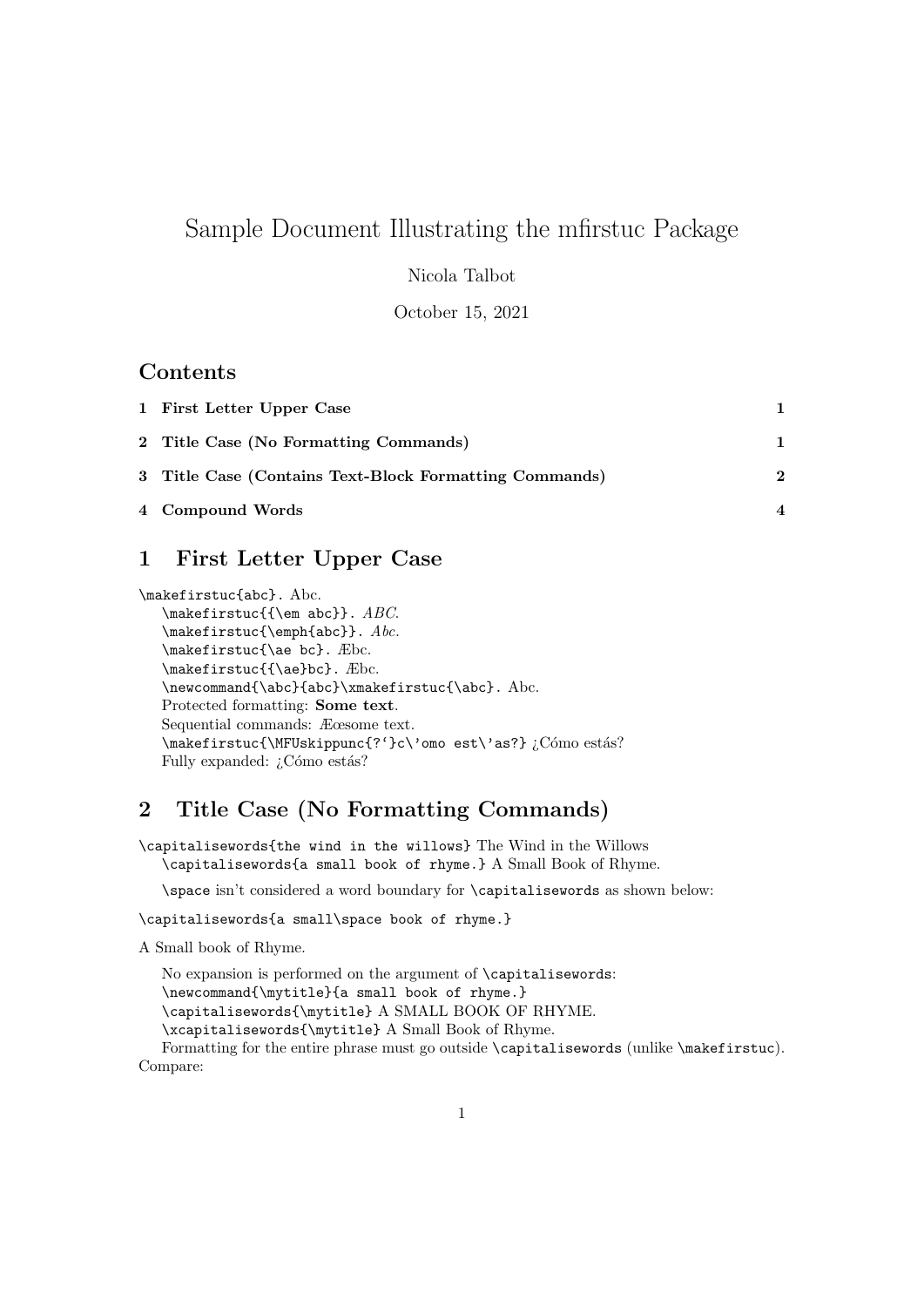// Sample Document Illustrating the mfirstuc Package

Nicola Talbot

October 15, 2021

## Contents

| | | |
|---|---|---|
| 1 | First Letter Upper Case | 1 |
| 2 | Title Case (No Formatting Commands) | 1 |
| 3 | Title Case (Contains Text-Block Formatting Commands) | 2 |
| 4 | Compound Words | 4 |

## 1 First Letter Upper Case

`\makefirstuc{abc}`. Abc.
`\makefirstuc{{\em abc}}`. *ABC.*
`\makefirstuc{\emph{abc}}`. *Abc.*
`\makefirstuc{\ae bc}`. Æbc.
`\makefirstuc{{\ae}bc}`. Æbc.
`\newcommand{\abc}{abc}\xmakefirstuc{\abc}`. Abc.
Protected formatting: **Some text**.
Sequential commands: Æœsome text.
`\makefirstuc{\MFUskippunc{?‘}c\'omo est\'as?}` ¿Cómo estás?
Fully expanded: ¿Cómo estás?

## 2 Title Case (No Formatting Commands)

`\capitalisewords{the wind in the willows}` The Wind in the Willows
`\capitalisewords{a small book of rhyme.}` A Small Book of Rhyme.

`\space` isn't considered a word boundary for `\capitalisewords` as shown below:

```
\capitalisewords{a small\space book of rhyme.}
```

A Small book of Rhyme.

No expansion is performed on the argument of `\capitalisewords`:
`\newcommand{\mytitle}{a small book of rhyme.}`
`\capitalisewords{\mytitle}` A SMALL BOOK OF RHYME.
`\xcapitalisewords{\mytitle}` A Small Book of Rhyme.
Formatting for the entire phrase must go outside `\capitalisewords` (unlike `\makefirstuc`). Compare: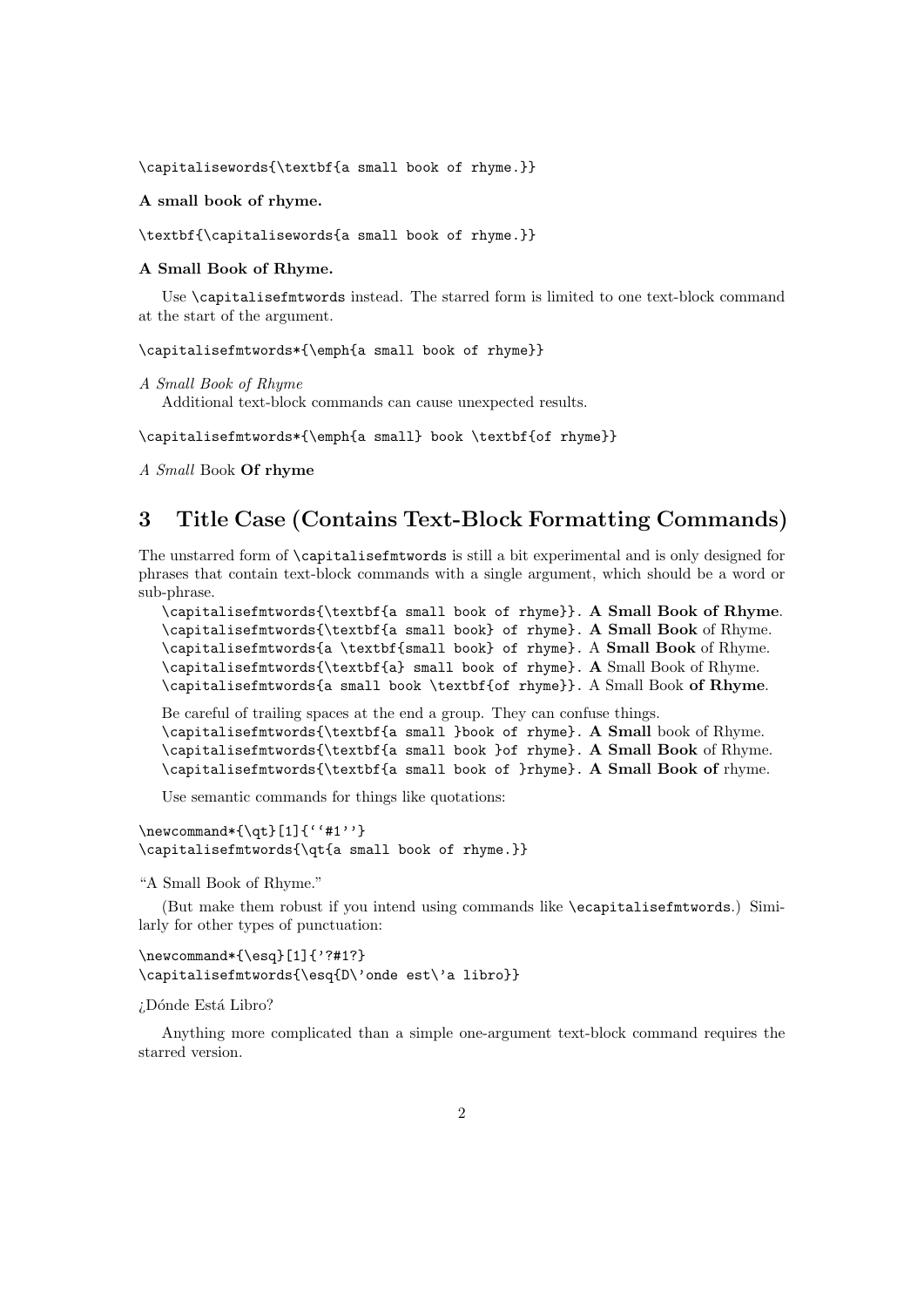```
\capitalisewords{\textbf{a small book of rhyme.}}
```

**A small book of rhyme.**

```
\textbf{\capitalisewords{a small book of rhyme.}}
```

**A Small Book of Rhyme.**

Use `\capitalisefmtwords` instead. The starred form is limited to one text-block command at the start of the argument.

```
\capitalisefmtwords*{\emph{a small book of rhyme}}
```

*A Small Book of Rhyme*

Additional text-block commands can cause unexpected results.

```
\capitalisefmtwords*{\emph{a small} book \textbf{of rhyme}}
```

*A Small* Book **Of rhyme**

## 3 Title Case (Contains Text-Block Formatting Commands)

The unstarred form of `\capitalisefmtwords` is still a bit experimental and is only designed for phrases that contain text-block commands with a single argument, which should be a word or sub-phrase.

`\capitalisefmtwords{\textbf{a small book of rhyme}}`. **A Small Book of Rhyme**.
`\capitalisefmtwords{\textbf{a small book} of rhyme}`. **A Small Book** of Rhyme.
`\capitalisefmtwords{a \textbf{small book} of rhyme}`. A **Small Book** of Rhyme.
`\capitalisefmtwords{\textbf{a} small book of rhyme}`. **A** Small Book of Rhyme.
`\capitalisefmtwords{a small book \textbf{of rhyme}}`. A Small Book **of Rhyme**.

Be careful of trailing spaces at the end a group. They can confuse things.
`\capitalisefmtwords{\textbf{a small }book of rhyme}`. **A Small** book of Rhyme.
`\capitalisefmtwords{\textbf{a small book }of rhyme}`. **A Small Book** of Rhyme.
`\capitalisefmtwords{\textbf{a small book of }rhyme}`. **A Small Book of** rhyme.

Use semantic commands for things like quotations:

```
\newcommand*{\qt}[1]{``#1''}
\capitalisefmtwords{\qt{a small book of rhyme.}}
```

"A Small Book of Rhyme."

(But make them robust if you intend using commands like `\ecapitalisefmtwords`.) Similarly for other types of punctuation:

```
\newcommand*{\esq}[1]{?`#1?}
\capitalisefmtwords{\esq{D\'onde est\'a libro}}
```

¿Dónde Está Libro?

Anything more complicated than a simple one-argument text-block command requires the starred version.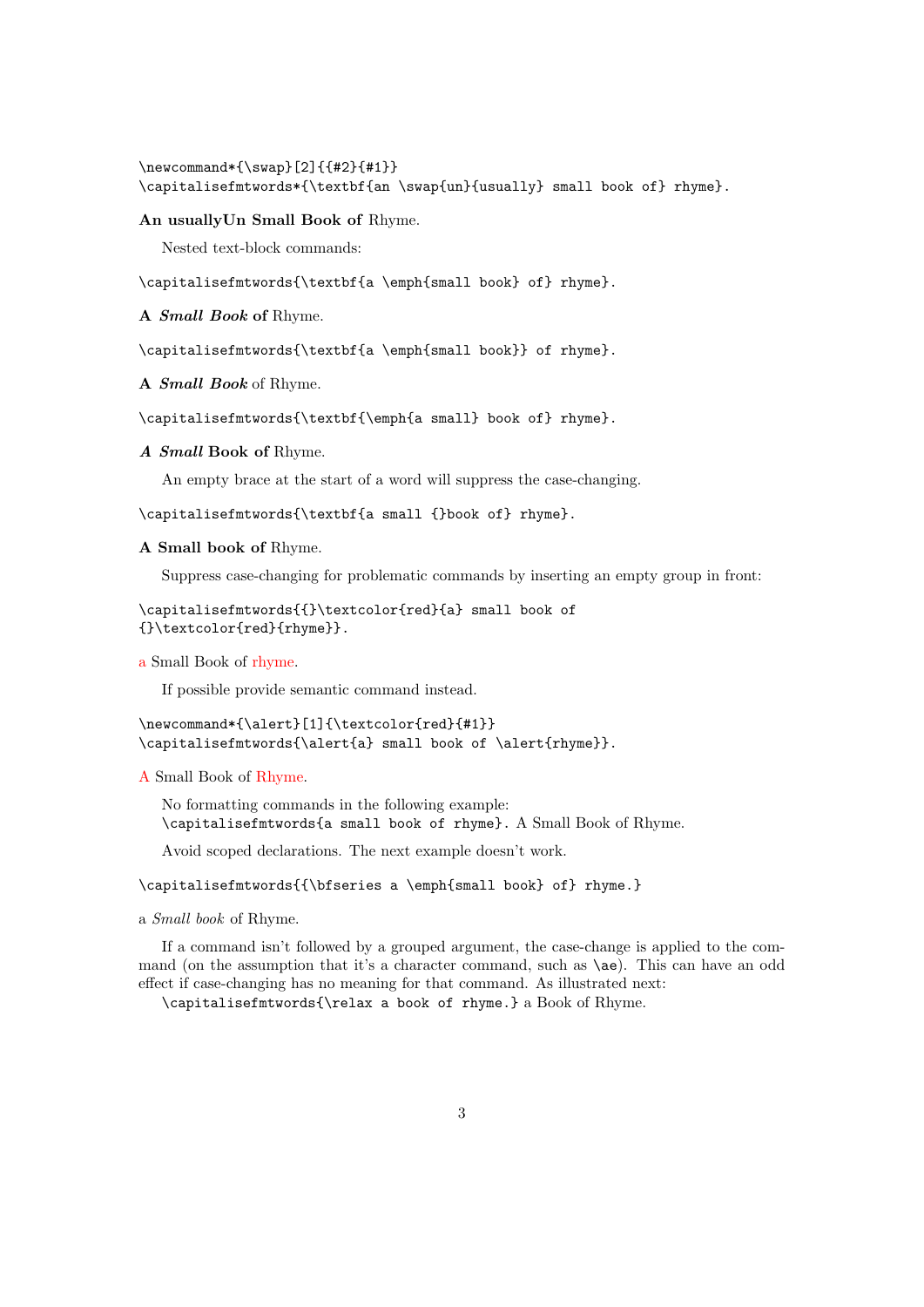```
\newcommand*{\swap}[2]{{#2}{#1}}
\capitalisefmtwords*{\textbf{an \swap{un}{usually} small book of} rhyme}.
```

**An usuallyUn Small Book of** Rhyme.

Nested text-block commands:

```
\capitalisefmtwords{\textbf{a \emph{small book} of} rhyme}.
```

**A** ***Small Book*** **of** Rhyme.

```
\capitalisefmtwords{\textbf{a \emph{small book}} of rhyme}.
```

**A** ***Small Book*** of Rhyme.

```
\capitalisefmtwords{\textbf{\emph{a small} book of} rhyme}.
```

***A Small*** **Book of** Rhyme.

An empty brace at the start of a word will suppress the case-changing.

```
\capitalisefmtwords{\textbf{a small {}book of} rhyme}.
```

**A Small book of** Rhyme.

Suppress case-changing for problematic commands by inserting an empty group in front:

```
\capitalisefmtwords{{}\textcolor{red}{a} small book of
{}\textcolor{red}{rhyme}}.
```

a Small Book of rhyme.

If possible provide semantic command instead.

```
\newcommand*{\alert}[1]{\textcolor{red}{#1}}
\capitalisefmtwords{\alert{a} small book of \alert{rhyme}}.
```

A Small Book of Rhyme.

No formatting commands in the following example:
`\capitalisefmtwords{a small book of rhyme}`. A Small Book of Rhyme.

Avoid scoped declarations. The next example doesn't work.

```
\capitalisefmtwords{{\bfseries a \emph{small book} of} rhyme.}
```

a *Small book* of Rhyme.

If a command isn't followed by a grouped argument, the case-change is applied to the command (on the assumption that it's a character command, such as `\ae`). This can have an odd effect if case-changing has no meaning for that command. As illustrated next:
`\capitalisefmtwords{\relax a book of rhyme.}` a Book of Rhyme.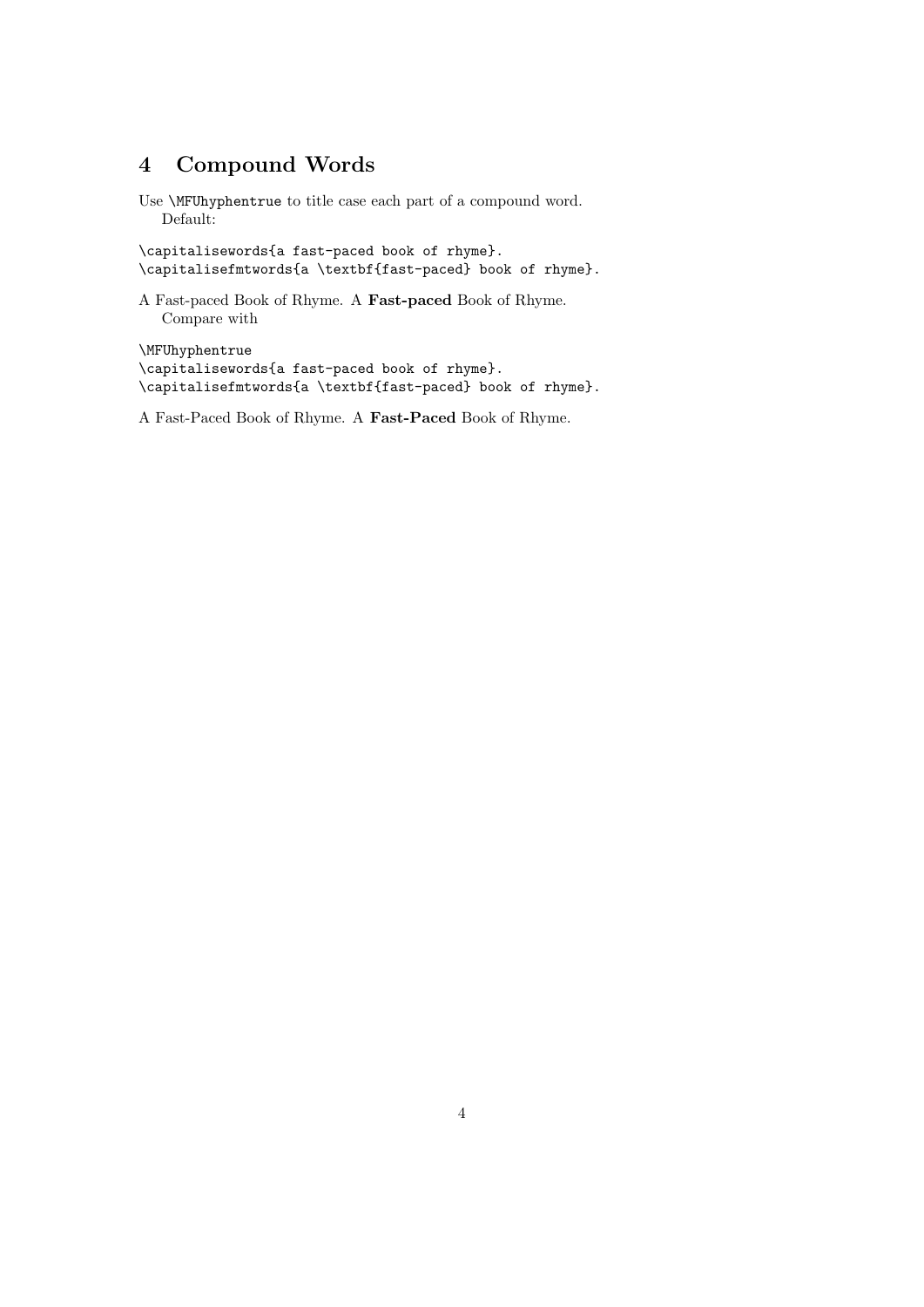## 4 Compound Words

Use `\MFUhyphentrue` to title case each part of a compound word.

Default:

```
\capitalisewords{a fast-paced book of rhyme}.
\capitalisefmtwords{a \textbf{fast-paced} book of rhyme}.
```

A Fast-paced Book of Rhyme. A **Fast-paced** Book of Rhyme.

Compare with

```
\MFUhyphentrue
\capitalisewords{a fast-paced book of rhyme}.
\capitalisefmtwords{a \textbf{fast-paced} book of rhyme}.
```

A Fast-Paced Book of Rhyme. A **Fast-Paced** Book of Rhyme.